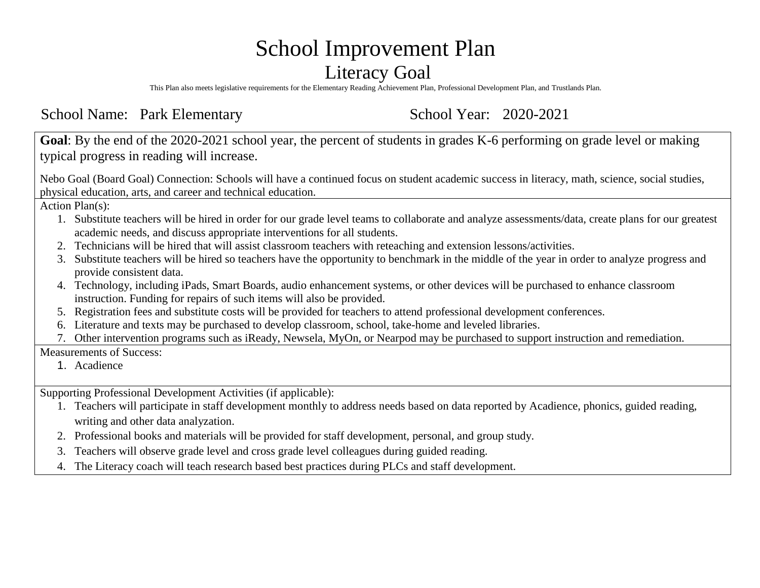# School Improvement Plan

## Literacy Goal

This Plan also meets legislative requirements for the Elementary Reading Achievement Plan, Professional Development Plan, and Trustlands Plan.

School Name: Park Elementary School Year: 2020-2021

**Goal**: By the end of the 2020-2021 school year, the percent of students in grades K-6 performing on grade level or making typical progress in reading will increase.

Nebo Goal (Board Goal) Connection: Schools will have a continued focus on student academic success in literacy, math, science, social studies, physical education, arts, and career and technical education.

Action Plan(s):

1. Substitute teachers will be hired in order for our grade level teams to collaborate and analyze assessments/data, create plans for our greatest academic needs, and discuss appropriate interventions for all students.
2. Technicians will be hired that will assist classroom teachers with reteaching and extension lessons/activities.
3. Substitute teachers will be hired so teachers have the opportunity to benchmark in the middle of the year in order to analyze progress and provide consistent data.
4. Technology, including iPads, Smart Boards, audio enhancement systems, or other devices will be purchased to enhance classroom instruction. Funding for repairs of such items will also be provided.
5. Registration fees and substitute costs will be provided for teachers to attend professional development conferences.
6. Literature and texts may be purchased to develop classroom, school, take-home and leveled libraries.
7. Other intervention programs such as iReady, Newsela, MyOn, or Nearpod may be purchased to support instruction and remediation.

Measurements of Success:

1. Acadience

Supporting Professional Development Activities (if applicable):

1. Teachers will participate in staff development monthly to address needs based on data reported by Acadience, phonics, guided reading, writing and other data analyzation.
2. Professional books and materials will be provided for staff development, personal, and group study.
3. Teachers will observe grade level and cross grade level colleagues during guided reading.
4. The Literacy coach will teach research based best practices during PLCs and staff development.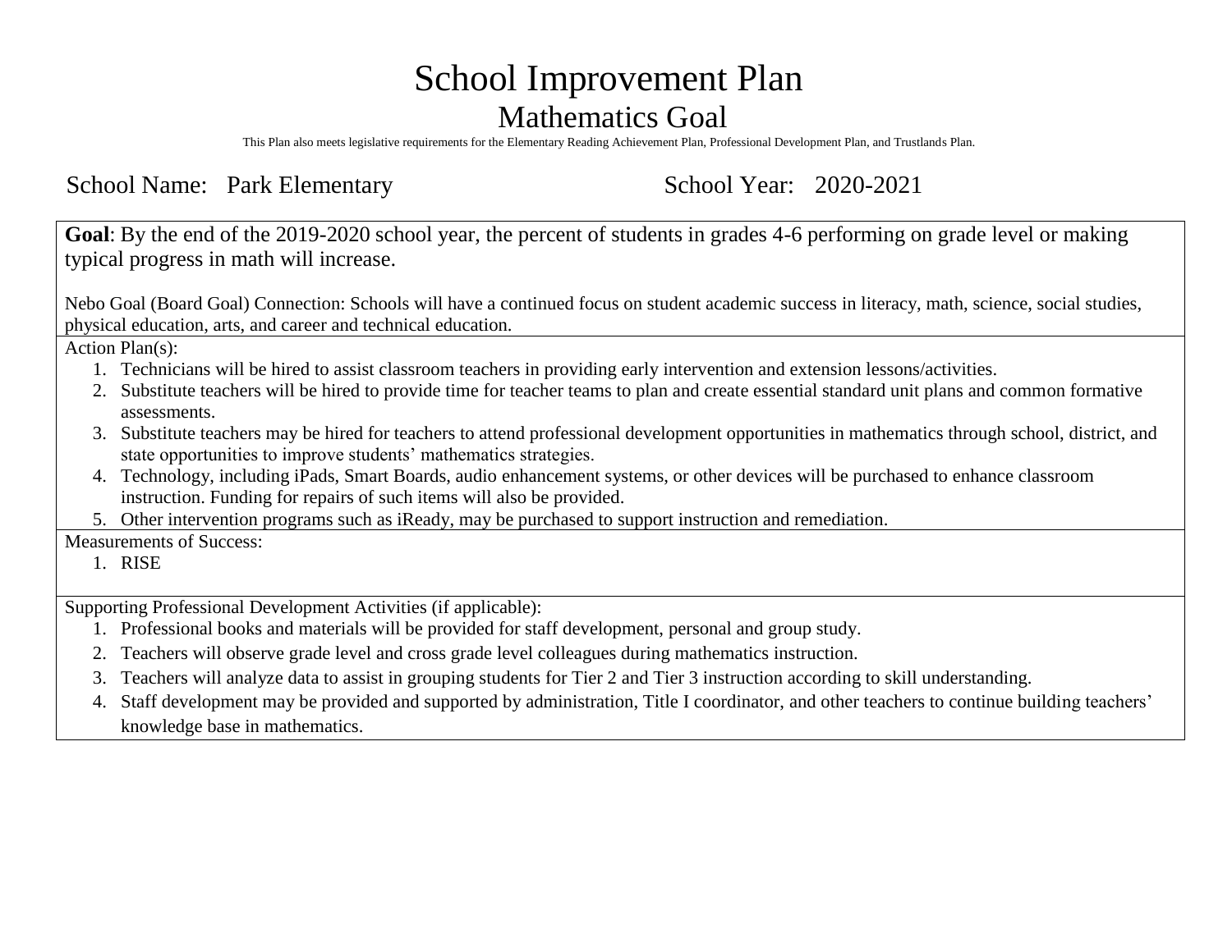# School Improvement Plan

## Mathematics Goal

This Plan also meets legislative requirements for the Elementary Reading Achievement Plan, Professional Development Plan, and Trustlands Plan.

School Name: Park Elementary          School Year: 2020-2021

**Goal**: By the end of the 2019-2020 school year, the percent of students in grades 4-6 performing on grade level or making typical progress in math will increase.

Nebo Goal (Board Goal) Connection: Schools will have a continued focus on student academic success in literacy, math, science, social studies, physical education, arts, and career and technical education.

Action Plan(s):

1. Technicians will be hired to assist classroom teachers in providing early intervention and extension lessons/activities.
2. Substitute teachers will be hired to provide time for teacher teams to plan and create essential standard unit plans and common formative assessments.
3. Substitute teachers may be hired for teachers to attend professional development opportunities in mathematics through school, district, and state opportunities to improve students' mathematics strategies.
4. Technology, including iPads, Smart Boards, audio enhancement systems, or other devices will be purchased to enhance classroom instruction. Funding for repairs of such items will also be provided.
5. Other intervention programs such as iReady, may be purchased to support instruction and remediation.

Measurements of Success:

1. RISE

Supporting Professional Development Activities (if applicable):

1. Professional books and materials will be provided for staff development, personal and group study.
2. Teachers will observe grade level and cross grade level colleagues during mathematics instruction.
3. Teachers will analyze data to assist in grouping students for Tier 2 and Tier 3 instruction according to skill understanding.
4. Staff development may be provided and supported by administration, Title I coordinator, and other teachers to continue building teachers' knowledge base in mathematics.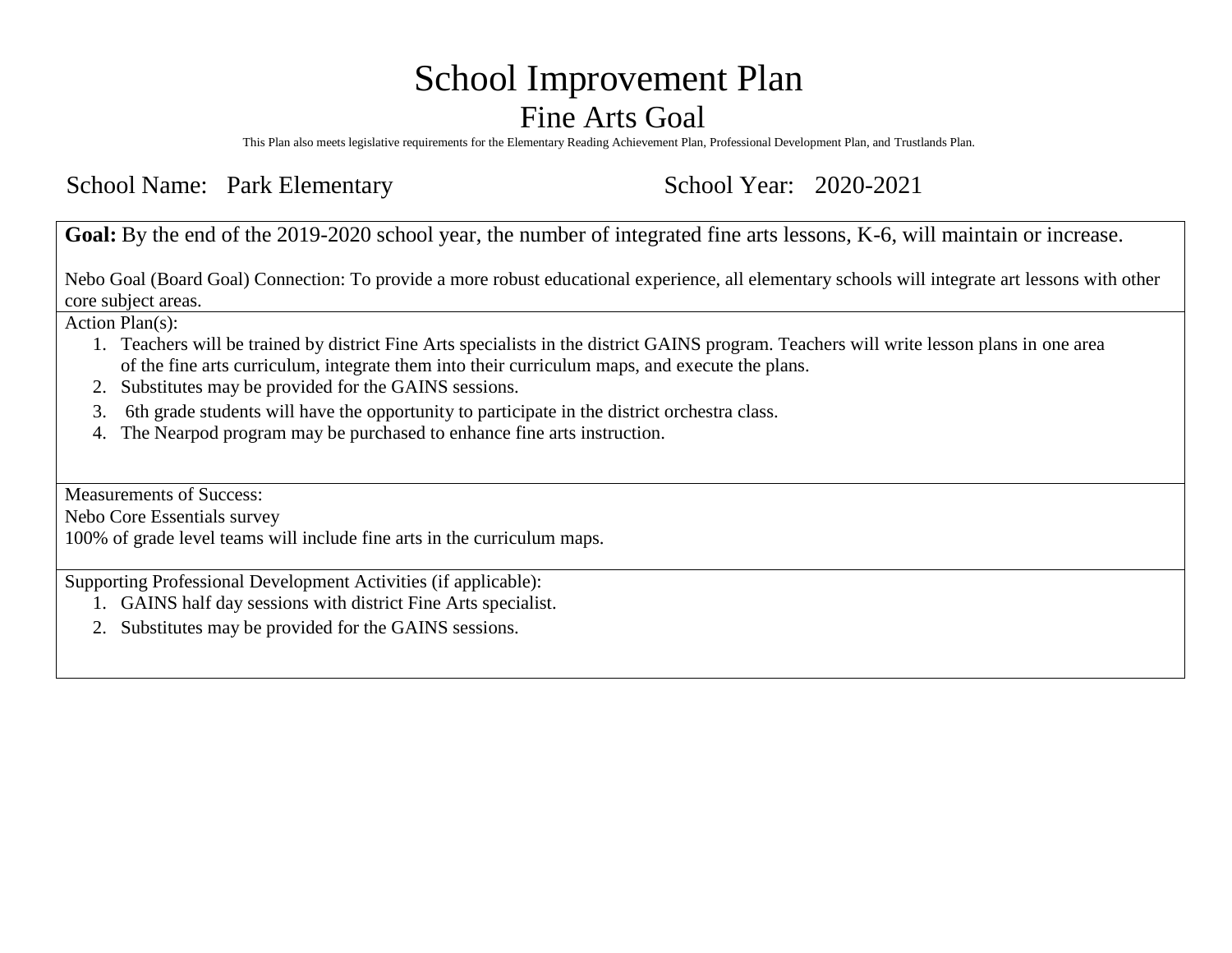# School Improvement Plan

## Fine Arts Goal

This Plan also meets legislative requirements for the Elementary Reading Achievement Plan, Professional Development Plan, and Trustlands Plan.

School Name: Park Elementary        School Year: 2020-2021

**Goal:** By the end of the 2019-2020 school year, the number of integrated fine arts lessons, K-6, will maintain or increase.

Nebo Goal (Board Goal) Connection: To provide a more robust educational experience, all elementary schools will integrate art lessons with other core subject areas.

Action Plan(s):

1. Teachers will be trained by district Fine Arts specialists in the district GAINS program. Teachers will write lesson plans in one area of the fine arts curriculum, integrate them into their curriculum maps, and execute the plans.
2. Substitutes may be provided for the GAINS sessions.
3. 6th grade students will have the opportunity to participate in the district orchestra class.
4. The Nearpod program may be purchased to enhance fine arts instruction.

Measurements of Success:
Nebo Core Essentials survey
100% of grade level teams will include fine arts in the curriculum maps.

Supporting Professional Development Activities (if applicable):

1. GAINS half day sessions with district Fine Arts specialist.
2. Substitutes may be provided for the GAINS sessions.